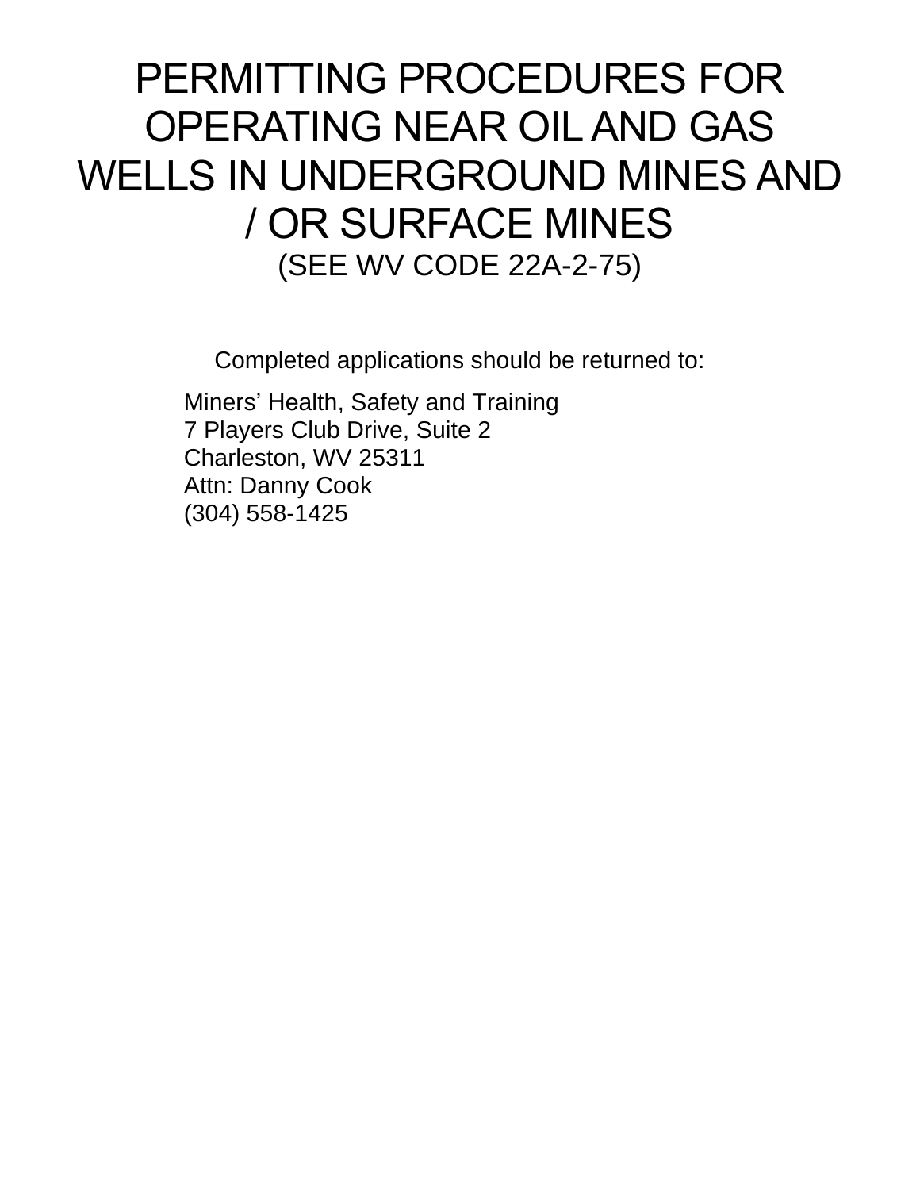# PERMITTING PROCEDURES FOR OPERATING NEAR OIL AND GAS WELLS IN UNDERGROUND MINES AND / OR SURFACE MINES

(SEE WV CODE 22A-2-75)

Completed applications should be returned to:

Miners' Health, Safety and Training
7 Players Club Drive, Suite 2
Charleston, WV 25311
Attn: Danny Cook
(304) 558-1425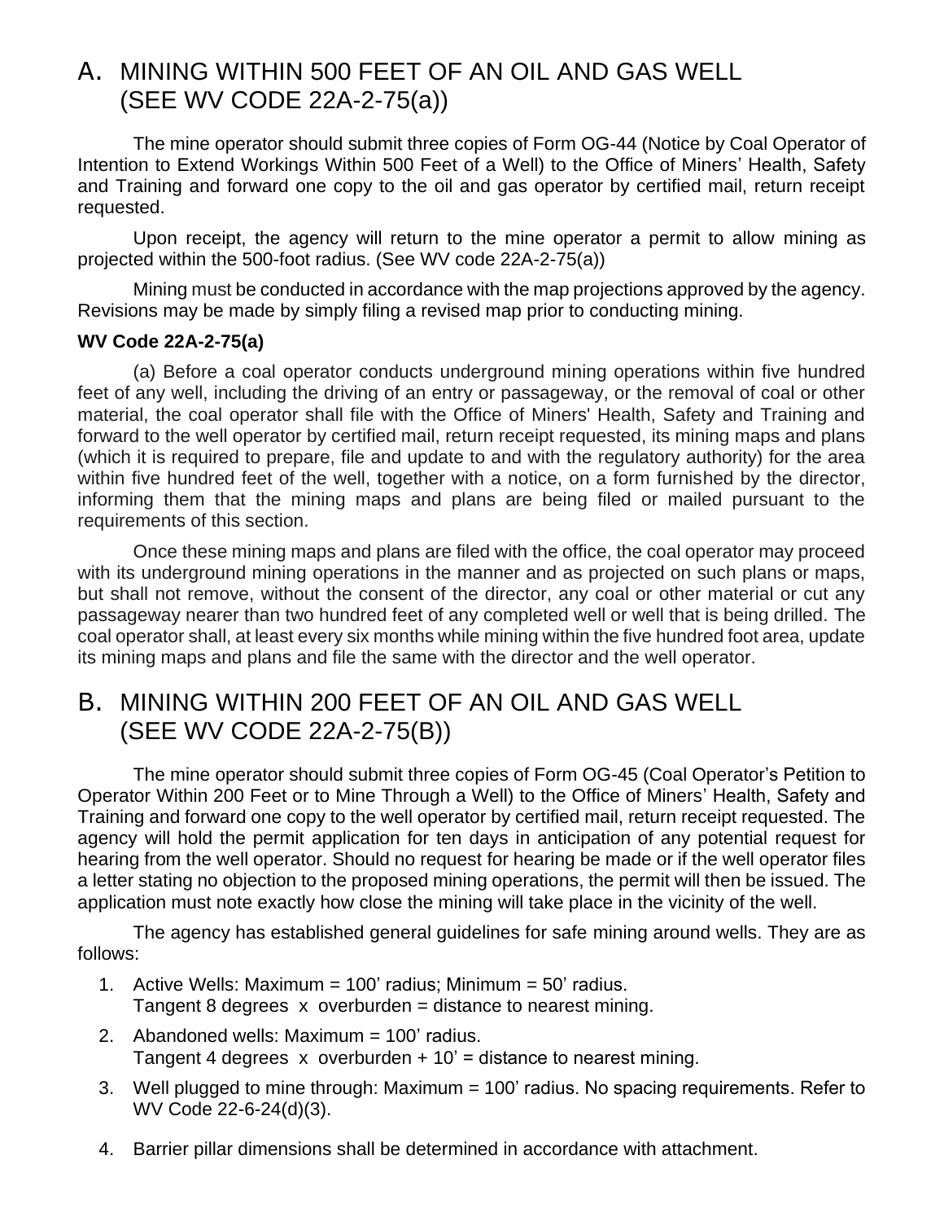## A. MINING WITHIN 500 FEET OF AN OIL AND GAS WELL (SEE WV CODE 22A-2-75(a))

The mine operator should submit three copies of Form OG-44 (Notice by Coal Operator of Intention to Extend Workings Within 500 Feet of a Well) to the Office of Miners' Health, Safety and Training and forward one copy to the oil and gas operator by certified mail, return receipt requested.

Upon receipt, the agency will return to the mine operator a permit to allow mining as projected within the 500-foot radius. (See WV code 22A-2-75(a))

Mining must be conducted in accordance with the map projections approved by the agency. Revisions may be made by simply filing a revised map prior to conducting mining.

**WV Code 22A-2-75(a)**

(a) Before a coal operator conducts underground mining operations within five hundred feet of any well, including the driving of an entry or passageway, or the removal of coal or other material, the coal operator shall file with the Office of Miners' Health, Safety and Training and forward to the well operator by certified mail, return receipt requested, its mining maps and plans (which it is required to prepare, file and update to and with the regulatory authority) for the area within five hundred feet of the well, together with a notice, on a form furnished by the director, informing them that the mining maps and plans are being filed or mailed pursuant to the requirements of this section.

Once these mining maps and plans are filed with the office, the coal operator may proceed with its underground mining operations in the manner and as projected on such plans or maps, but shall not remove, without the consent of the director, any coal or other material or cut any passageway nearer than two hundred feet of any completed well or well that is being drilled. The coal operator shall, at least every six months while mining within the five hundred foot area, update its mining maps and plans and file the same with the director and the well operator.

## B. MINING WITHIN 200 FEET OF AN OIL AND GAS WELL (SEE WV CODE 22A-2-75(B))

The mine operator should submit three copies of Form OG-45 (Coal Operator's Petition to Operator Within 200 Feet or to Mine Through a Well) to the Office of Miners' Health, Safety and Training and forward one copy to the well operator by certified mail, return receipt requested. The agency will hold the permit application for ten days in anticipation of any potential request for hearing from the well operator. Should no request for hearing be made or if the well operator files a letter stating no objection to the proposed mining operations, the permit will then be issued. The application must note exactly how close the mining will take place in the vicinity of the well.

The agency has established general guidelines for safe mining around wells. They are as follows:

1. Active Wells: Maximum = 100' radius; Minimum = 50' radius.
   Tangent 8 degrees x overburden = distance to nearest mining.
2. Abandoned wells: Maximum = 100' radius.
   Tangent 4 degrees x overburden + 10' = distance to nearest mining.
3. Well plugged to mine through: Maximum = 100' radius. No spacing requirements. Refer to WV Code 22-6-24(d)(3).
4. Barrier pillar dimensions shall be determined in accordance with attachment.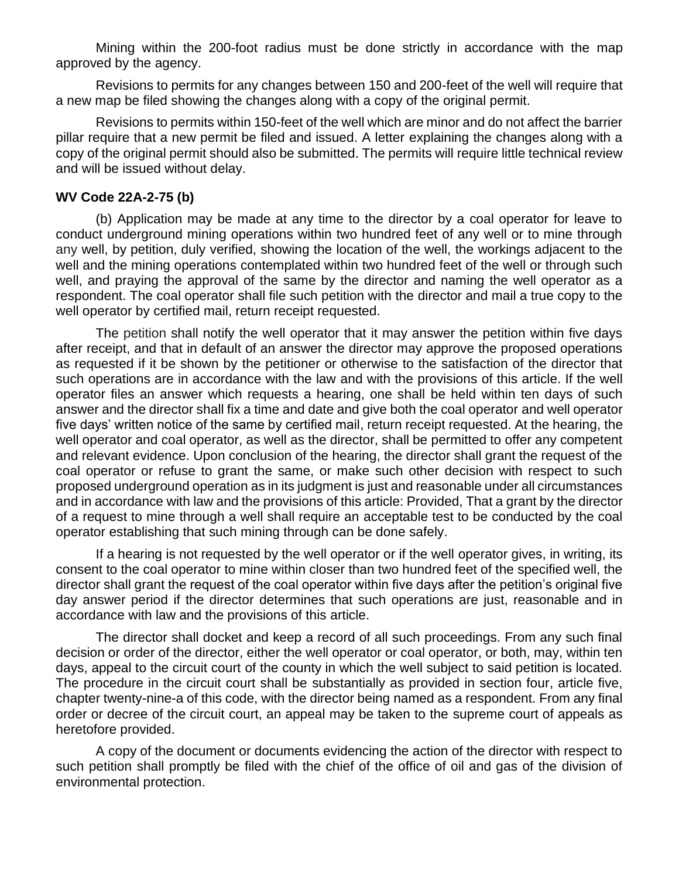Mining within the 200-foot radius must be done strictly in accordance with the map approved by the agency.

Revisions to permits for any changes between 150 and 200-feet of the well will require that a new map be filed showing the changes along with a copy of the original permit.

Revisions to permits within 150-feet of the well which are minor and do not affect the barrier pillar require that a new permit be filed and issued. A letter explaining the changes along with a copy of the original permit should also be submitted. The permits will require little technical review and will be issued without delay.

### WV Code 22A-2-75 (b)

(b) Application may be made at any time to the director by a coal operator for leave to conduct underground mining operations within two hundred feet of any well or to mine through any well, by petition, duly verified, showing the location of the well, the workings adjacent to the well and the mining operations contemplated within two hundred feet of the well or through such well, and praying the approval of the same by the director and naming the well operator as a respondent. The coal operator shall file such petition with the director and mail a true copy to the well operator by certified mail, return receipt requested.

The petition shall notify the well operator that it may answer the petition within five days after receipt, and that in default of an answer the director may approve the proposed operations as requested if it be shown by the petitioner or otherwise to the satisfaction of the director that such operations are in accordance with the law and with the provisions of this article. If the well operator files an answer which requests a hearing, one shall be held within ten days of such answer and the director shall fix a time and date and give both the coal operator and well operator five days' written notice of the same by certified mail, return receipt requested. At the hearing, the well operator and coal operator, as well as the director, shall be permitted to offer any competent and relevant evidence. Upon conclusion of the hearing, the director shall grant the request of the coal operator or refuse to grant the same, or make such other decision with respect to such proposed underground operation as in its judgment is just and reasonable under all circumstances and in accordance with law and the provisions of this article: Provided, That a grant by the director of a request to mine through a well shall require an acceptable test to be conducted by the coal operator establishing that such mining through can be done safely.

If a hearing is not requested by the well operator or if the well operator gives, in writing, its consent to the coal operator to mine within closer than two hundred feet of the specified well, the director shall grant the request of the coal operator within five days after the petition's original five day answer period if the director determines that such operations are just, reasonable and in accordance with law and the provisions of this article.

The director shall docket and keep a record of all such proceedings. From any such final decision or order of the director, either the well operator or coal operator, or both, may, within ten days, appeal to the circuit court of the county in which the well subject to said petition is located. The procedure in the circuit court shall be substantially as provided in section four, article five, chapter twenty-nine-a of this code, with the director being named as a respondent. From any final order or decree of the circuit court, an appeal may be taken to the supreme court of appeals as heretofore provided.

A copy of the document or documents evidencing the action of the director with respect to such petition shall promptly be filed with the chief of the office of oil and gas of the division of environmental protection.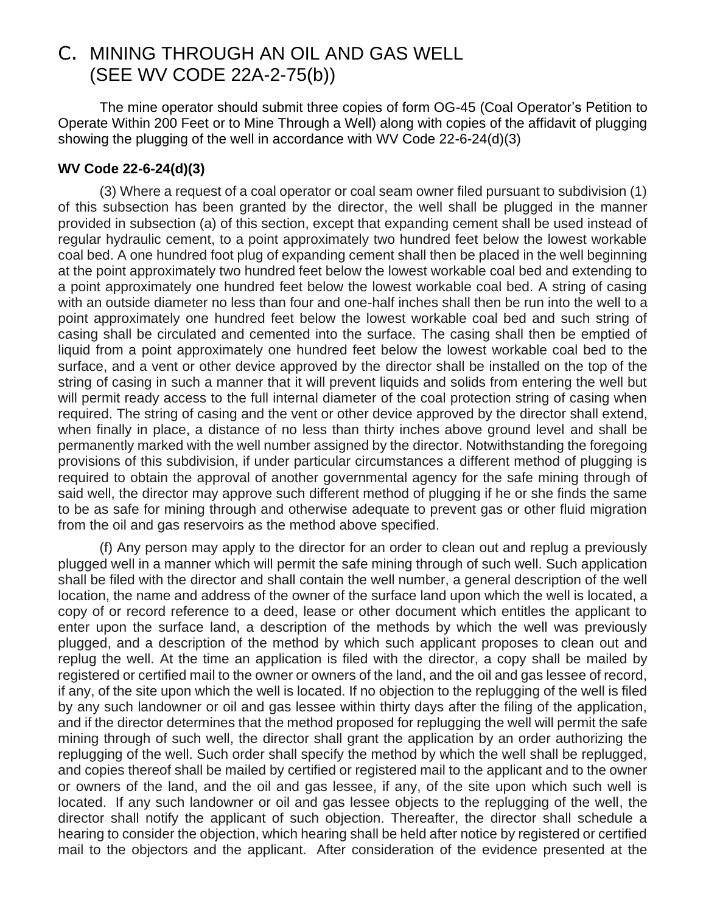## C. MINING THROUGH AN OIL AND GAS WELL (SEE WV CODE 22A-2-75(b))

The mine operator should submit three copies of form OG-45 (Coal Operator's Petition to Operate Within 200 Feet or to Mine Through a Well) along with copies of the affidavit of plugging showing the plugging of the well in accordance with WV Code 22-6-24(d)(3)

### WV Code 22-6-24(d)(3)

(3) Where a request of a coal operator or coal seam owner filed pursuant to subdivision (1) of this subsection has been granted by the director, the well shall be plugged in the manner provided in subsection (a) of this section, except that expanding cement shall be used instead of regular hydraulic cement, to a point approximately two hundred feet below the lowest workable coal bed. A one hundred foot plug of expanding cement shall then be placed in the well beginning at the point approximately two hundred feet below the lowest workable coal bed and extending to a point approximately one hundred feet below the lowest workable coal bed. A string of casing with an outside diameter no less than four and one-half inches shall then be run into the well to a point approximately one hundred feet below the lowest workable coal bed and such string of casing shall be circulated and cemented into the surface. The casing shall then be emptied of liquid from a point approximately one hundred feet below the lowest workable coal bed to the surface, and a vent or other device approved by the director shall be installed on the top of the string of casing in such a manner that it will prevent liquids and solids from entering the well but will permit ready access to the full internal diameter of the coal protection string of casing when required. The string of casing and the vent or other device approved by the director shall extend, when finally in place, a distance of no less than thirty inches above ground level and shall be permanently marked with the well number assigned by the director. Notwithstanding the foregoing provisions of this subdivision, if under particular circumstances a different method of plugging is required to obtain the approval of another governmental agency for the safe mining through of said well, the director may approve such different method of plugging if he or she finds the same to be as safe for mining through and otherwise adequate to prevent gas or other fluid migration from the oil and gas reservoirs as the method above specified.

(f) Any person may apply to the director for an order to clean out and replug a previously plugged well in a manner which will permit the safe mining through of such well. Such application shall be filed with the director and shall contain the well number, a general description of the well location, the name and address of the owner of the surface land upon which the well is located, a copy of or record reference to a deed, lease or other document which entitles the applicant to enter upon the surface land, a description of the methods by which the well was previously plugged, and a description of the method by which such applicant proposes to clean out and replug the well. At the time an application is filed with the director, a copy shall be mailed by registered or certified mail to the owner or owners of the land, and the oil and gas lessee of record, if any, of the site upon which the well is located. If no objection to the replugging of the well is filed by any such landowner or oil and gas lessee within thirty days after the filing of the application, and if the director determines that the method proposed for replugging the well will permit the safe mining through of such well, the director shall grant the application by an order authorizing the replugging of the well. Such order shall specify the method by which the well shall be replugged, and copies thereof shall be mailed by certified or registered mail to the applicant and to the owner or owners of the land, and the oil and gas lessee, if any, of the site upon which such well is located. If any such landowner or oil and gas lessee objects to the replugging of the well, the director shall notify the applicant of such objection. Thereafter, the director shall schedule a hearing to consider the objection, which hearing shall be held after notice by registered or certified mail to the objectors and the applicant. After consideration of the evidence presented at the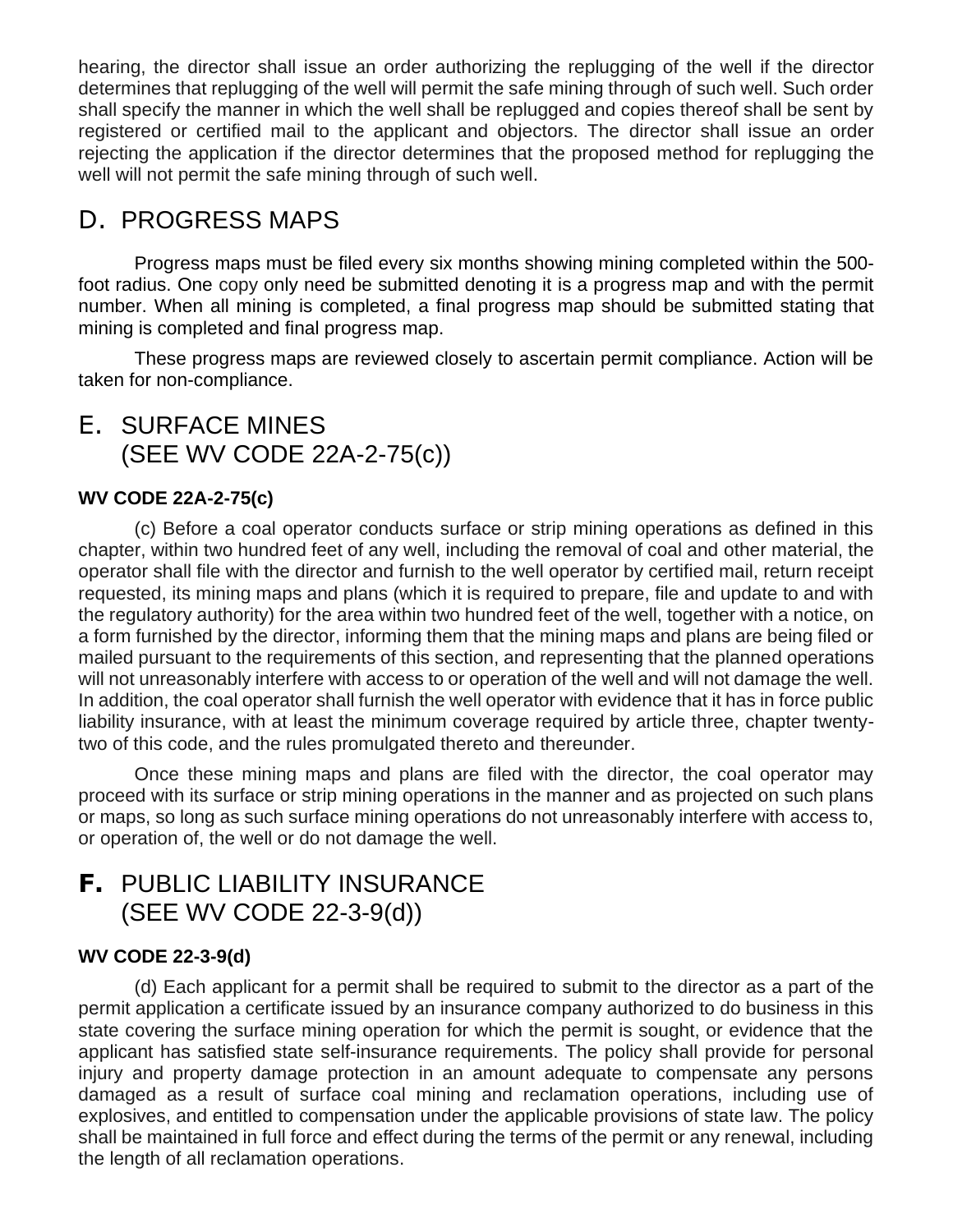hearing, the director shall issue an order authorizing the replugging of the well if the director determines that replugging of the well will permit the safe mining through of such well. Such order shall specify the manner in which the well shall be replugged and copies thereof shall be sent by registered or certified mail to the applicant and objectors. The director shall issue an order rejecting the application if the director determines that the proposed method for replugging the well will not permit the safe mining through of such well.

## D. PROGRESS MAPS

Progress maps must be filed every six months showing mining completed within the 500-foot radius. One copy only need be submitted denoting it is a progress map and with the permit number. When all mining is completed, a final progress map should be submitted stating that mining is completed and final progress map.

These progress maps are reviewed closely to ascertain permit compliance. Action will be taken for non-compliance.

## E. SURFACE MINES (SEE WV CODE 22A-2-75(c))

**WV CODE 22A-2-75(c)**

(c) Before a coal operator conducts surface or strip mining operations as defined in this chapter, within two hundred feet of any well, including the removal of coal and other material, the operator shall file with the director and furnish to the well operator by certified mail, return receipt requested, its mining maps and plans (which it is required to prepare, file and update to and with the regulatory authority) for the area within two hundred feet of the well, together with a notice, on a form furnished by the director, informing them that the mining maps and plans are being filed or mailed pursuant to the requirements of this section, and representing that the planned operations will not unreasonably interfere with access to or operation of the well and will not damage the well. In addition, the coal operator shall furnish the well operator with evidence that it has in force public liability insurance, with at least the minimum coverage required by article three, chapter twenty-two of this code, and the rules promulgated thereto and thereunder.

Once these mining maps and plans are filed with the director, the coal operator may proceed with its surface or strip mining operations in the manner and as projected on such plans or maps, so long as such surface mining operations do not unreasonably interfere with access to, or operation of, the well or do not damage the well.

## F. PUBLIC LIABILITY INSURANCE (SEE WV CODE 22-3-9(d))

**WV CODE 22-3-9(d)**

(d) Each applicant for a permit shall be required to submit to the director as a part of the permit application a certificate issued by an insurance company authorized to do business in this state covering the surface mining operation for which the permit is sought, or evidence that the applicant has satisfied state self-insurance requirements. The policy shall provide for personal injury and property damage protection in an amount adequate to compensate any persons damaged as a result of surface coal mining and reclamation operations, including use of explosives, and entitled to compensation under the applicable provisions of state law. The policy shall be maintained in full force and effect during the terms of the permit or any renewal, including the length of all reclamation operations.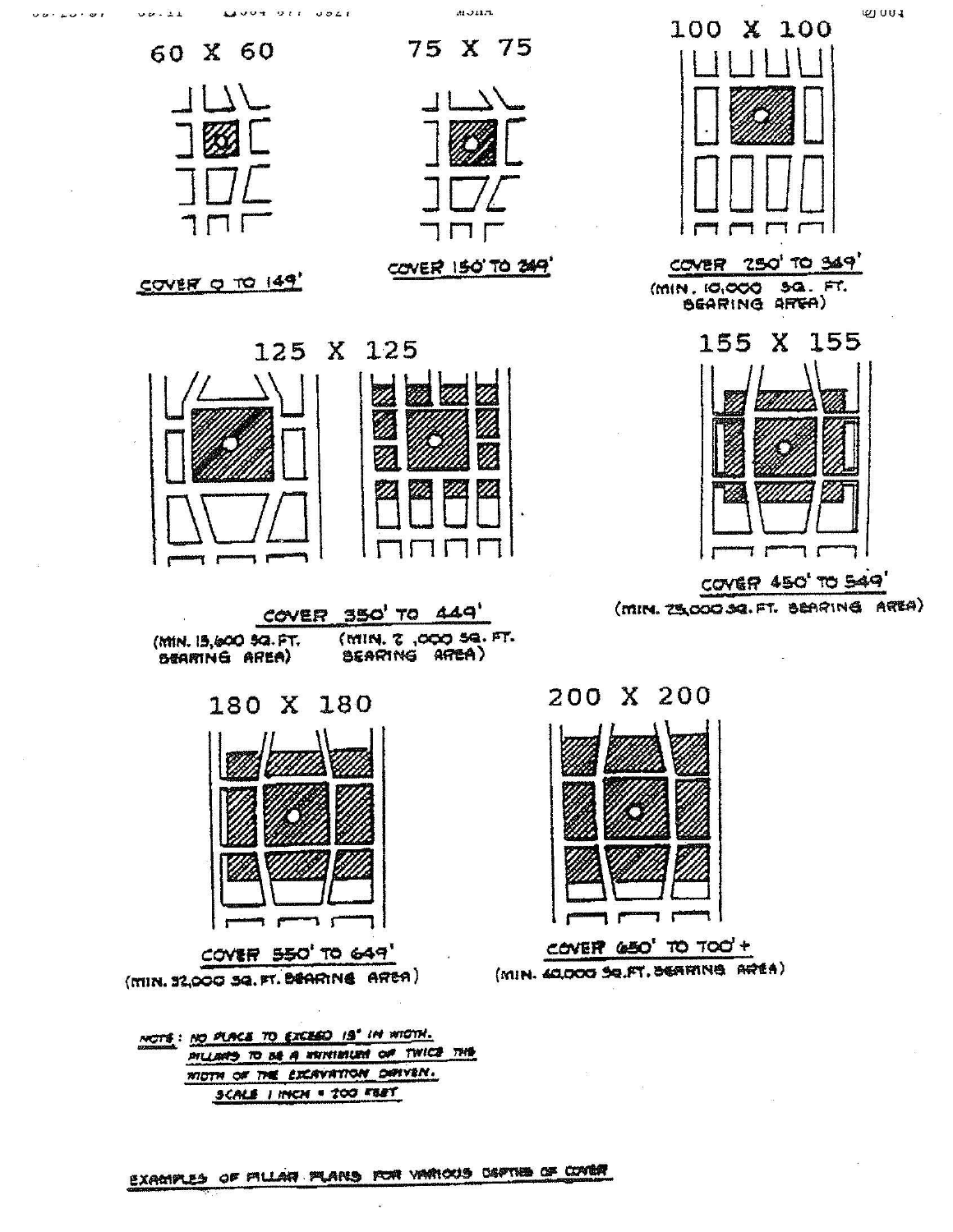60 X 60

COVER 0 TO 149'

75 X 75

COVER 150' TO 249'

100 X 100

COVER 250' TO 349'
(MIN. 10,000 SQ. FT. BEARING AREA)

125 X 125

COVER 350' TO 449'

(MIN. 15,600 SQ. FT. BEARING AREA)

(MIN. 2,000 SQ. FT. BEARING AREA)

155 X 155

COVER 450' TO 549'
(MIN. 25,000 SQ. FT. BEARING AREA)

180 X 180

COVER 550' TO 649'
(MIN. 32,000 SQ. FT. BEARING AREA)

200 X 200

COVER 650' TO 700'+
(MIN. 40,000 SQ. FT. BEARING AREA)

NOTE: NO PLACE TO EXCEED 18' IN WIDTH.
PILLARS TO BE A MINIMUM OF TWICE THE
WIDTH OF THE EXCAVATION DRIVEN.
SCALE 1 INCH = 200 FEET

EXAMPLES OF PILLAR PLANS FOR VARIOUS DEPTHS OF COVER